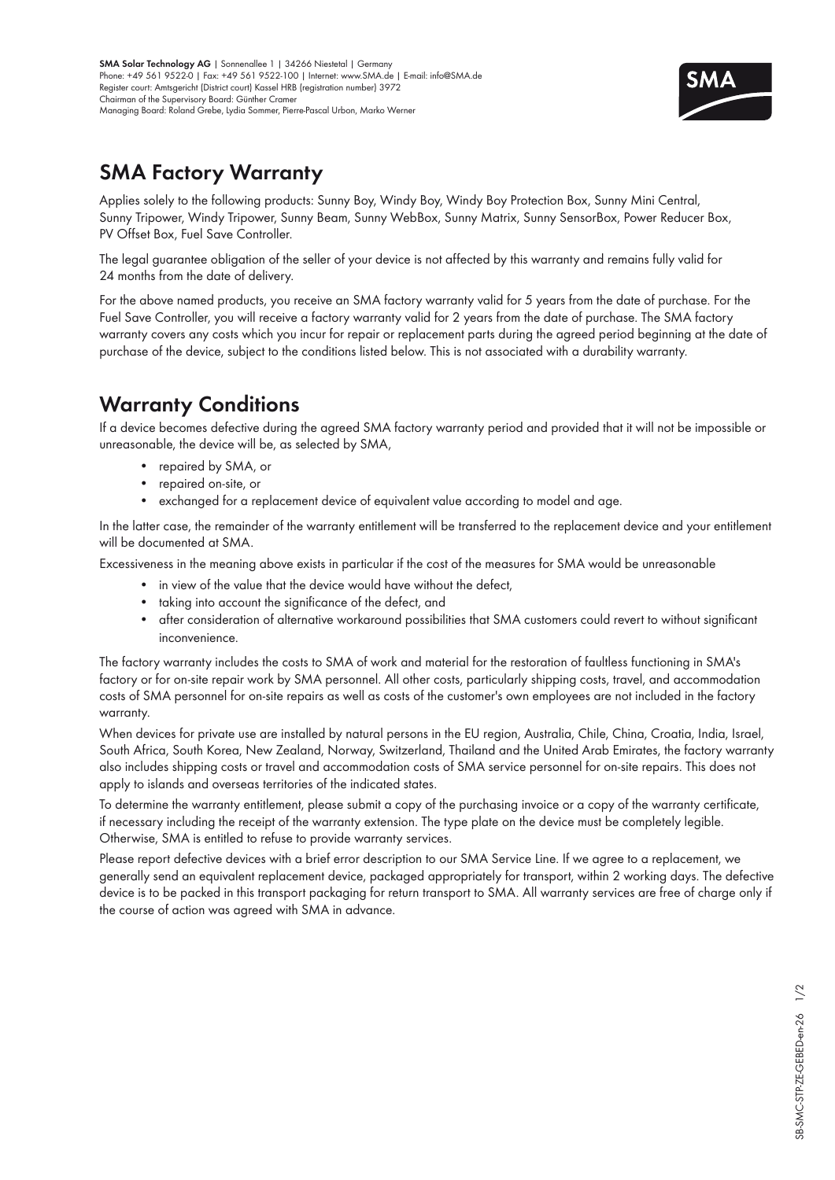**SMA Solar Technology AG** | Sonnenallee 1 | 34266 Niestetal | Germany
Phone: +49 561 9522-0 | Fax: +49 561 9522-100 | Internet: www.SMA.de | E-mail: info@SMA.de
Register court: Amtsgericht (District court) Kassel HRB (registration number) 3972
Chairman of the Supervisory Board: Günther Cramer
Managing Board: Roland Grebe, Lydia Sommer, Pierre-Pascal Urbon, Marko Werner

# SMA Factory Warranty

Applies solely to the following products: Sunny Boy, Windy Boy, Windy Boy Protection Box, Sunny Mini Central, Sunny Tripower, Windy Tripower, Sunny Beam, Sunny WebBox, Sunny Matrix, Sunny SensorBox, Power Reducer Box, PV Offset Box, Fuel Save Controller.

The legal guarantee obligation of the seller of your device is not affected by this warranty and remains fully valid for 24 months from the date of delivery.

For the above named products, you receive an SMA factory warranty valid for 5 years from the date of purchase. For the Fuel Save Controller, you will receive a factory warranty valid for 2 years from the date of purchase. The SMA factory warranty covers any costs which you incur for repair or replacement parts during the agreed period beginning at the date of purchase of the device, subject to the conditions listed below. This is not associated with a durability warranty.

# Warranty Conditions

If a device becomes defective during the agreed SMA factory warranty period and provided that it will not be impossible or unreasonable, the device will be, as selected by SMA,

- repaired by SMA, or
- repaired on-site, or
- exchanged for a replacement device of equivalent value according to model and age.

In the latter case, the remainder of the warranty entitlement will be transferred to the replacement device and your entitlement will be documented at SMA.

Excessiveness in the meaning above exists in particular if the cost of the measures for SMA would be unreasonable

- in view of the value that the device would have without the defect,
- taking into account the significance of the defect, and
- after consideration of alternative workaround possibilities that SMA customers could revert to without significant inconvenience.

The factory warranty includes the costs to SMA of work and material for the restoration of faultless functioning in SMA's factory or for on-site repair work by SMA personnel. All other costs, particularly shipping costs, travel, and accommodation costs of SMA personnel for on-site repairs as well as costs of the customer's own employees are not included in the factory warranty.

When devices for private use are installed by natural persons in the EU region, Australia, Chile, China, Croatia, India, Israel, South Africa, South Korea, New Zealand, Norway, Switzerland, Thailand and the United Arab Emirates, the factory warranty also includes shipping costs or travel and accommodation costs of SMA service personnel for on-site repairs. This does not apply to islands and overseas territories of the indicated states.

To determine the warranty entitlement, please submit a copy of the purchasing invoice or a copy of the warranty certificate, if necessary including the receipt of the warranty extension. The type plate on the device must be completely legible. Otherwise, SMA is entitled to refuse to provide warranty services.

Please report defective devices with a brief error description to our SMA Service Line. If we agree to a replacement, we generally send an equivalent replacement device, packaged appropriately for transport, within 2 working days. The defective device is to be packed in this transport packaging for return transport to SMA. All warranty services are free of charge only if the course of action was agreed with SMA in advance.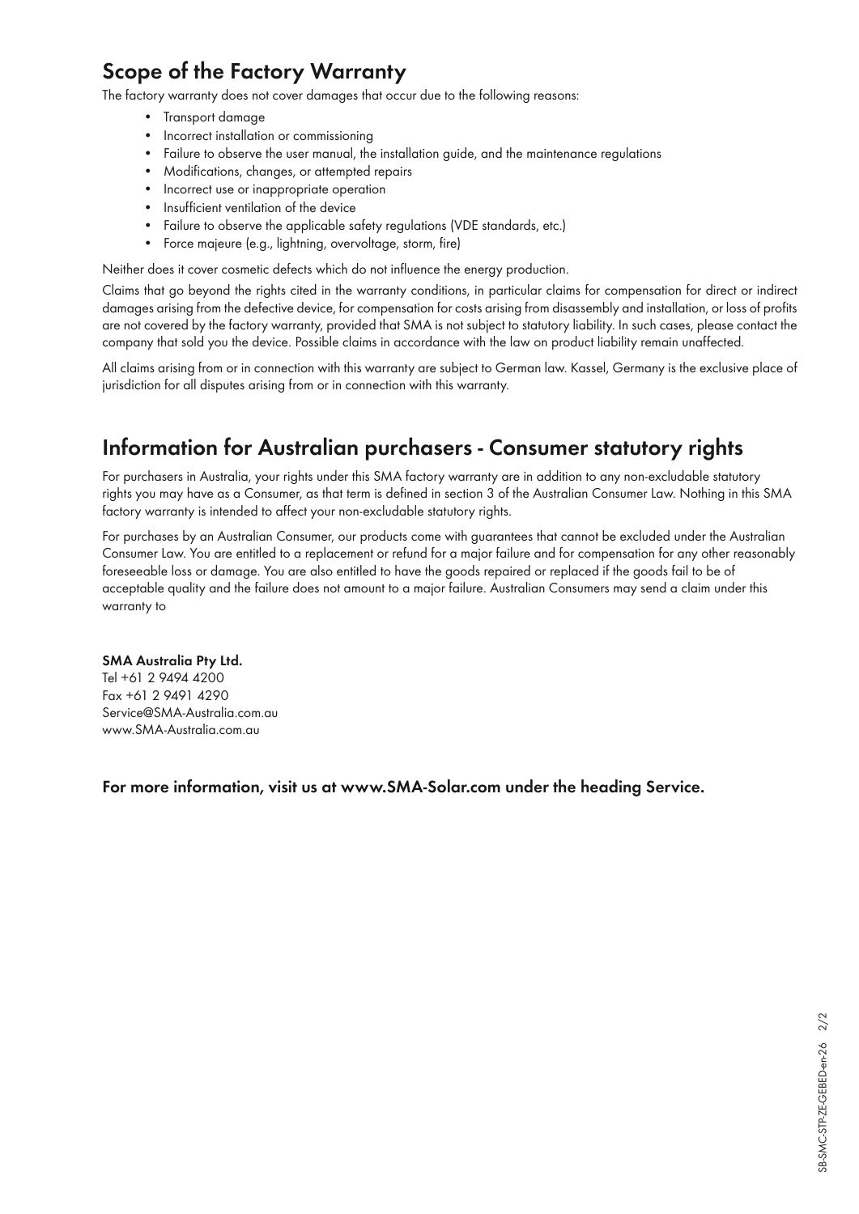## Scope of the Factory Warranty

The factory warranty does not cover damages that occur due to the following reasons:

- Transport damage
- Incorrect installation or commissioning
- Failure to observe the user manual, the installation guide, and the maintenance regulations
- Modifications, changes, or attempted repairs
- Incorrect use or inappropriate operation
- Insufficient ventilation of the device
- Failure to observe the applicable safety regulations (VDE standards, etc.)
- Force majeure (e.g., lightning, overvoltage, storm, fire)

Neither does it cover cosmetic defects which do not influence the energy production.

Claims that go beyond the rights cited in the warranty conditions, in particular claims for compensation for direct or indirect damages arising from the defective device, for compensation for costs arising from disassembly and installation, or loss of profits are not covered by the factory warranty, provided that SMA is not subject to statutory liability. In such cases, please contact the company that sold you the device. Possible claims in accordance with the law on product liability remain unaffected.

All claims arising from or in connection with this warranty are subject to German law. Kassel, Germany is the exclusive place of jurisdiction for all disputes arising from or in connection with this warranty.

## Information for Australian purchasers - Consumer statutory rights

For purchasers in Australia, your rights under this SMA factory warranty are in addition to any non-excludable statutory rights you may have as a Consumer, as that term is defined in section 3 of the Australian Consumer Law. Nothing in this SMA factory warranty is intended to affect your non-excludable statutory rights.

For purchases by an Australian Consumer, our products come with guarantees that cannot be excluded under the Australian Consumer Law. You are entitled to a replacement or refund for a major failure and for compensation for any other reasonably foreseeable loss or damage. You are also entitled to have the goods repaired or replaced if the goods fail to be of acceptable quality and the failure does not amount to a major failure. Australian Consumers may send a claim under this warranty to

**SMA Australia Pty Ltd.**
Tel +61 2 9494 4200
Fax +61 2 9491 4290
Service@SMA-Australia.com.au
www.SMA-Australia.com.au

**For more information, visit us at www.SMA-Solar.com under the heading Service.**

SB-SMC-STP-ZE-GEBED-en-26